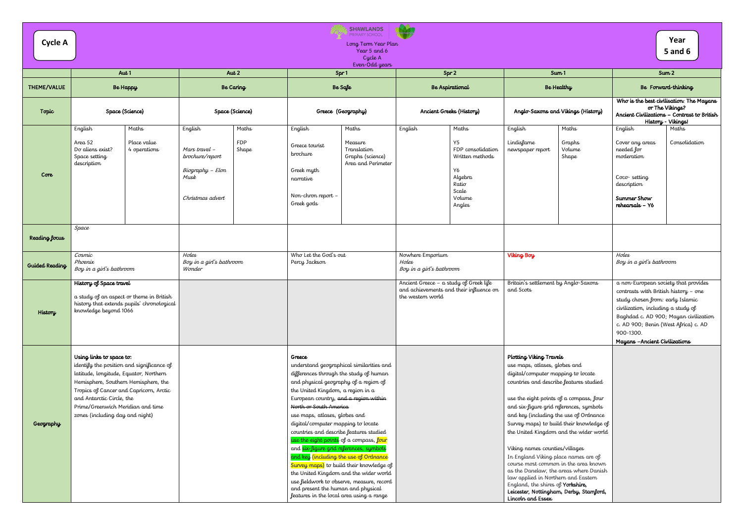**Cycle A**

**Shawlands Primary School**

Long Term Year Plan
Year 5 and 6
Cycle A
Even-Odd years

**Year 5 and 6**

| | Aut 1 | | Aut 2 | | Spr 1 | | Spr 2 | | Sum 1 | | Sum 2 | |
|---|---|---|---|---|---|---|---|---|---|---|---|---|
| THEME/VALUE | Be Happy | | Be Caring | | Be Safe | | Be Aspirational | | Be Healthy | | Be Forward-thinking | |
| Topic | Space (Science) | | Space (Science) | | Greece (Geography) | | Ancient Greeks (History) | | Anglo-Saxons and Vikings (History) | | **Who is the best civilisation: The Mayans or The Vikings? Ancient Civilizations – Contrast to British History - Vikings!** | |
| Core | English<br><br>Area 52<br>Do aliens exist?<br>Space setting description | Maths<br><br>Place value<br>4 operations | English<br><br>*Mars travel – brochure/report*<br><br>*Biography – Elon Musk*<br><br>*Christmas advert* | Maths<br><br>FDP<br>Shape | English<br><br>Greece tourist brochure<br><br>Greek myth narrative<br><br>Non-chron report – Greek gods | Maths<br><br>Measure<br>Translation<br>Graphs (science)<br>Area and Perimeter | English | Maths<br><br>Y5<br>FDP consolidation<br>Written methods<br><br>Y6<br>Algebra<br>Ratio<br>Scale<br>Volume<br>Angles | English<br><br>Lindisfarne newspaper report | Maths<br><br>Graphs<br>Volume<br>Shape | English<br><br>Cover any areas needed for moderation<br><br>Coco- setting description<br><br>**Summer Show rehearsals – Y6** | Maths<br><br>Consolidation |
| Reading focus | *Space* | | | | | | | | | | | |
| Guided Reading | *Cosmic*<br>*Phoenix*<br>*Boy in a girl's bathroom* | | *Holes*<br>*Boy in a girl's bathroom*<br>*Wonder* | | Who Let the God's out<br>Percy Jackson | | Nowhere Emporium<br>*Holes*<br>*Boy in a girl's bathroom* | | **Viking Boy** | | *Holes*<br>*Boy in a girl's bathroom* | |
| History | **History of Space travel**<br><br>a study of an aspect or theme in British history that extends pupils' chronological knowledge beyond 1066 | | | | | | Ancient Greece – a study of Greek life and achievements and their influence on the western world | | Britain's settlement by Anglo-Saxons and Scots | | a non-European society that provides contrasts with British history – one study chosen from: early Islamic civilization, including a study of Baghdad c. AD 900; Mayan civilization c. AD 900; Benin (West Africa) c. AD 900-1300.<br>**Mayans –Ancient Civilizations** | |
| Geography | **Using links to space to:**<br>identify the position and significance of latitude, longitude, Equator, Northern Hemisphere, Southern Hemisphere, the Tropics of Cancer and Capricorn, Arctic and Antarctic Circle, the Prime/Greenwich Meridian and time zones (including day and night) | | | | **Greece**<br>understand geographical similarities and differences through the study of human and physical geography of a region of the United Kingdom, a region in a European country, ~~and a region within North or South America~~<br>use maps, atlases, globes and digital/computer mapping to locate countries and describe features studied<br>use the eight points of a compass, four and six-figure grid references, symbols and key (including the use of Ordnance Survey maps) to build their knowledge of the United Kingdom and the wider world<br>use fieldwork to observe, measure, record and present the human and physical features in the local area using a range | | | | **Plotting Viking Travels**<br>use maps, atlases, globes and digital/computer mapping to locate countries and describe features studied<br><br>use the eight points of a compass, four and six-figure grid references, symbols and key (including the use of Ordnance Survey maps) to build their knowledge of the United Kingdom and the wider world<br><br>Viking names counties/villages<br>In England Viking place names are of course most common in the area known as the Danelaw, the areas where Danish law applied in Northern and Eastern England, the shires of **Yorkshire, Leicester, Nottingham, Derby, Stamford, Lincoln and Essex** | | | |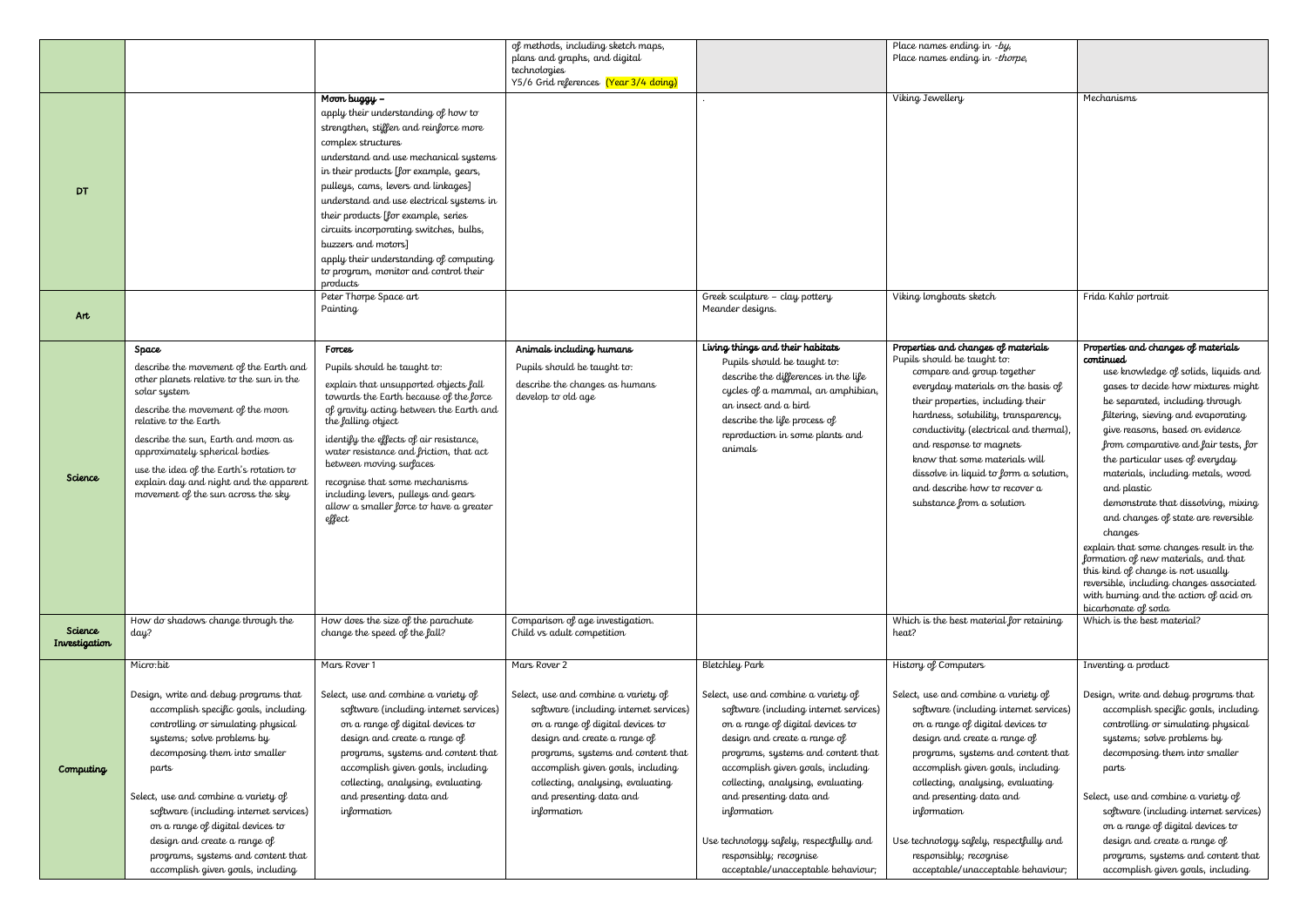| | | | | | | |
|---|---|---|---|---|---|---|
| | | | of methods, including sketch maps, plans and graphs, and digital technologies<br>Y5/6 Grid references (Year 3/4 doing) | | Place names ending in -by,<br>Place names ending in -thorpe, | |
| **DT** | | **Moon buggy –**<br>apply their understanding of how to strengthen, stiffen and reinforce more complex structures<br>understand and use mechanical systems in their products [for example, gears, pulleys, cams, levers and linkages]<br>understand and use electrical systems in their products [for example, series circuits incorporating switches, bulbs, buzzers and motors]<br>apply their understanding of computing to program, monitor and control their products | | . | Viking Jewellery | Mechanisms |
| **Art** | | Peter Thorpe Space art<br>Painting | | Greek sculpture – clay pottery<br>Meander designs. | Viking longboats sketch | Frida Kahlo portrait |
| **Science** | **Space**<br>describe the movement of the Earth and other planets relative to the sun in the solar system<br>describe the movement of the moon relative to the Earth<br>describe the sun, Earth and moon as approximately spherical bodies<br>use the idea of the Earth's rotation to explain day and night and the apparent movement of the sun across the sky | **Forces**<br>Pupils should be taught to:<br>explain that unsupported objects fall towards the Earth because of the force of gravity acting between the Earth and the falling object<br>identify the effects of air resistance, water resistance and friction, that act between moving surfaces<br>recognise that some mechanisms including levers, pulleys and gears allow a smaller force to have a greater effect | **Animals including humans**<br>Pupils should be taught to:<br>describe the changes as humans develop to old age | **Living things and their habitats**<br>Pupils should be taught to:<br>describe the differences in the life cycles of a mammal, an amphibian, an insect and a bird<br>describe the life process of reproduction in some plants and animals | **Properties and changes of materials**<br>Pupils should be taught to:<br>compare and group together everyday materials on the basis of their properties, including their hardness, solubility, transparency, conductivity (electrical and thermal), and response to magnets<br>know that some materials will dissolve in liquid to form a solution, and describe how to recover a substance from a solution | **Properties and changes of materials continued**<br>use knowledge of solids, liquids and gases to decide how mixtures might be separated, including through filtering, sieving and evaporating<br>give reasons, based on evidence from comparative and fair tests, for the particular uses of everyday materials, including metals, wood and plastic<br>demonstrate that dissolving, mixing and changes of state are reversible changes<br>explain that some changes result in the formation of new materials, and that this kind of change is not usually reversible, including changes associated with burning and the action of acid on bicarbonate of soda |
| **Science Investigation** | How do shadows change through the day? | How does the size of the parachute change the speed of the fall? | Comparison of age investigation.<br>Child vs adult competition | | Which is the best material for retaining heat? | Which is the best material? |
| **Computing** | Micro:bit<br><br>Design, write and debug programs that accomplish specific goals, including controlling or simulating physical systems; solve problems by decomposing them into smaller parts<br><br>Select, use and combine a variety of software (including internet services) on a range of digital devices to design and create a range of programs, systems and content that accomplish given goals, including | Mars Rover 1<br><br>Select, use and combine a variety of software (including internet services) on a range of digital devices to design and create a range of programs, systems and content that accomplish given goals, including collecting, analysing, evaluating and presenting data and information | Mars Rover 2<br><br>Select, use and combine a variety of software (including internet services) on a range of digital devices to design and create a range of programs, systems and content that accomplish given goals, including collecting, analysing, evaluating and presenting data and information | Bletchley Park<br><br>Select, use and combine a variety of software (including internet services) on a range of digital devices to design and create a range of programs, systems and content that accomplish given goals, including collecting, analysing, evaluating and presenting data and information<br><br>Use technology safely, respectfully and responsibly; recognise acceptable/unacceptable behaviour; | History of Computers<br><br>Select, use and combine a variety of software (including internet services) on a range of digital devices to design and create a range of programs, systems and content that accomplish given goals, including collecting, analysing, evaluating and presenting data and information<br><br>Use technology safely, respectfully and responsibly; recognise acceptable/unacceptable behaviour; | Inventing a product<br><br>Design, write and debug programs that accomplish specific goals, including controlling or simulating physical systems; solve problems by decomposing them into smaller parts<br><br>Select, use and combine a variety of software (including internet services) on a range of digital devices to design and create a range of programs, systems and content that accomplish given goals, including |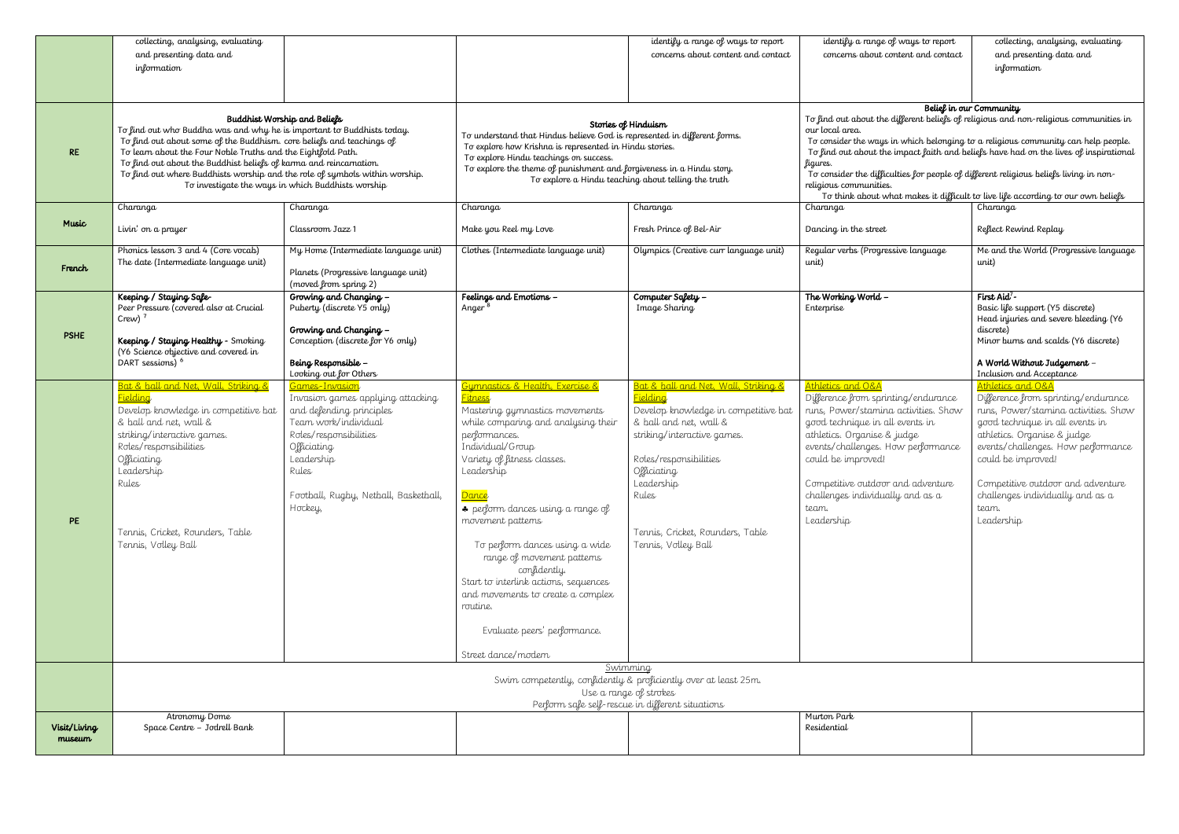|  | | | | | | |
|---|---|---|---|---|---|---|
|  | collecting, analysing, evaluating and presenting data and information | | | identify a range of ways to report concerns about content and contact | identify a range of ways to report concerns about content and contact | collecting, analysing, evaluating and presenting data and information |
| RE | **Buddhist Worship and Beliefs**<br>To find out who Buddha was and why he is important to Buddhists today.<br>To find out about some of the Buddhism. core beliefs and teachings of<br>To learn about the Four Noble Truths and the Eightfold Path.<br>To find out about the Buddhist beliefs of karma and reincarnation.<br>To find out where Buddhists worship and the role of symbols within worship.<br>To investigate the ways in which Buddhists worship | | **Stories of Hinduism**<br>To understand that Hindus believe God is represented in different forms.<br>To explore how Krishna is represented in Hindu stories.<br>To explore Hindu teachings on success.<br>To explore the theme of punishment and forgiveness in a Hindu story.<br>To explore a Hindu teaching about telling the truth | | **Belief in our Community**<br>To find out about the different beliefs of religious and non-religious communities in our local area.<br>To consider the ways in which belonging to a religious community can help people.<br>To find out about the impact faith and beliefs have had on the lives of inspirational figures.<br>To consider the difficulties for people of different religious beliefs living in non-religious communities.<br>To think about what makes it difficult to live life according to our own beliefs | |
| Music | Charanga<br><br>Livin' on a prayer | Charanga<br><br>Classroom Jazz 1 | Charanga<br><br>Make you Reel my Love | Charanga<br><br>Fresh Prince of Bel-Air | Charanga<br><br>Dancing in the street | Charanga<br><br>Reflect Rewind Replay |
| French | Phonics lesson 3 and 4 (Core vocab)<br>The date (Intermediate language unit) | My Home (Intermediate language unit)<br><br>Planets (Progressive language unit) (moved from spring 2) | Clothes (Intermediate language unit) | Olympics (Creative curr language unit) | Regular verbs (Progressive language unit) | Me and the World (Progressive language unit) |
| PSHE | **Keeping / Staying Safe-**<br>Peer Pressure (covered also at Crucial Crew) [7]<br><br>**Keeping / Staying Healthy** - Smoking (Y6 Science objective and covered in DART sessions) [6] | **Growing and Changing –**<br>Puberty (discrete Y5 only)<br><br>**Growing and Changing –**<br>Conception (discrete for Y6 only)<br><br>**Being Responsible –**<br>Looking out for Others | **Feelings and Emotions –**<br>Anger [8] | **Computer Safety –**<br>Image Sharing | **The Working World –**<br>Enterprise | **First Aid**[7] **-**<br>Basic life support (Y5 discrete)<br>Head injuries and severe bleeding (Y6 discrete)<br>Minor burns and scalds (Y6 discrete)<br><br>**A World Without Judgement –**<br>Inclusion and Acceptance |
| PE | Bat & ball and Net, Wall, Striking & Fielding.<br>Develop knowledge in competitive bat & ball and net, wall & striking/interactive games.<br>Roles/responsibilities<br>Officiating<br>Leadership<br>Rules<br><br>Tennis, Cricket, Rounders, Table Tennis, Volley Ball | Games-Invasion<br>Invasion games applying attacking and defending principles<br>Team work/individual<br>Roles/responsibilities<br>Officiating<br>Leadership<br>Rules<br><br>Football, Rugby, Netball, Basketball, Hockey, | Gymnastics & Health, Exercise & Fitness<br>Mastering gymnastics movements while comparing and analysing their performances.<br>Individual/Group<br>Variety of fitness classes.<br>Leadership<br><br>Dance<br>♣ perform dances using a range of movement patterns<br><br>To perform dances using a wide range of movement patterns confidently.<br>Start to interlink actions, sequences and movements to create a complex routine.<br><br>Evaluate peers' performance.<br><br>Street dance/modern | Bat & ball and Net, Wall, Striking & Fielding.<br>Develop knowledge in competitive bat & ball and net, wall & striking/interactive games.<br><br>Roles/responsibilities<br>Officiating<br>Leadership<br>Rules<br><br>Tennis, Cricket, Rounders, Table Tennis, Volley Ball | Athletics and O&A<br>Difference from sprinting/endurance runs, Power/stamina activities. Show good technique in all events in athletics. Organise & judge events/challenges. How performance could be improved!<br><br>Competitive outdoor and adventure challenges individually and as a team.<br>Leadership | Athletics and O&A<br>Difference from sprinting/endurance runs, Power/stamina activities. Show good technique in all events in athletics. Organise & judge events/challenges. How performance could be improved!<br><br>Competitive outdoor and adventure challenges individually and as a team.<br>Leadership |
|  | Swimming<br>Swim competently, confidently & proficiently over at least 25m.<br>Use a range of strokes<br>Perform safe self-rescue in different situations | | | | | |
| Visit/Living museum | Atronomy Dome<br>Space Centre – Jodrell Bank | | | | Murton Park<br>Residential | |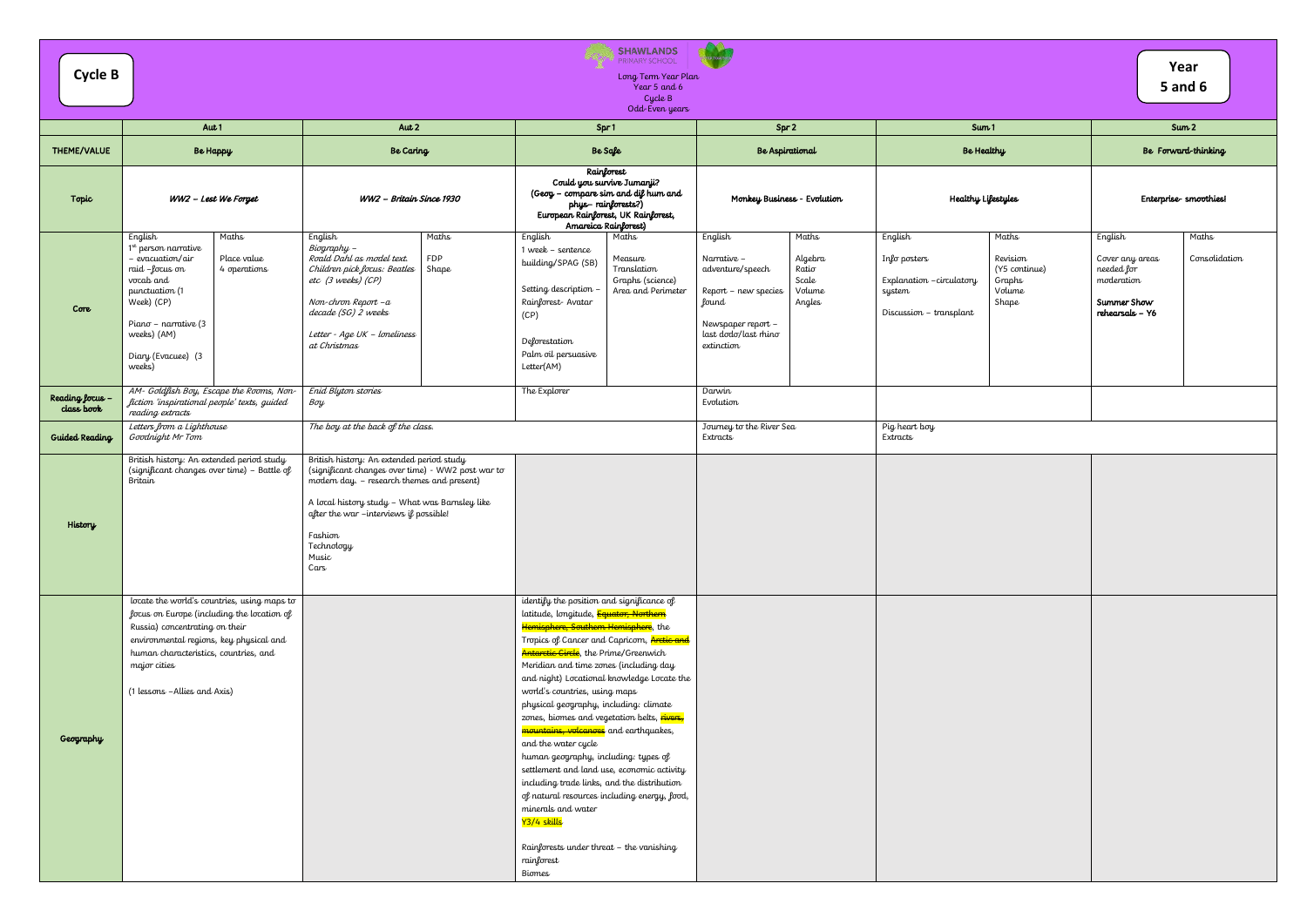**Cycle B**

Shawlands Primary School
Long Term Year Plan
Year 5 and 6
Cycle B
Odd-Even years

**Year 5 and 6**

| | Aut 1 | | Aut 2 | | Spr 1 | | Spr 2 | | Sum 1 | | Sum 2 | |
|---|---|---|---|---|---|---|---|---|---|---|---|---|
| **THEME/VALUE** | Be Happy | | Be Caring | | Be Safe | | Be Aspirational | | Be Healthy | | Be Forward-thinking | |
| **Topic** | *WW2 – Lest We Forget* | | *WW2 – Britain Since 1930* | | Rainforest<br>Could you survive Jumanji?<br>(Geog – compare sim and dif hum and phys– rainforests?)<br>European Rainforest, UK Rainforest, Amareica Rainforest) | | Monkey Business - Evolution | | Healthy Lifestyles | | Enterprise- smoothies! | |
| **Core** | English<br>1st person narrative – evacuation/air raid –focus on vocab and punctuation (1 Week) (CP)<br><br>Piano – narrative (3 weeks) (AM)<br><br>Diary (Evacuee) (3 weeks) | Maths<br><br>Place value<br>4 operations | English<br>*Biography –*<br>*Roald Dahl as model text. Children pick focus: Beatles etc (3 weeks) (CP)*<br><br>*Non-chron Report –a decade (SG) 2 weeks*<br><br>*Letter - Age UK – loneliness at Christmas* | Maths<br><br>FDP<br>Shape | English<br>1 week – sentence building/SPAG (SB)<br><br>Setting description – Rainforest- Avatar (CP)<br><br>Deforestation<br>Palm oil persuasive Letter(AM) | Maths<br><br>Measure<br>Translation<br>Graphs (science)<br>Area and Perimeter | English<br><br>Narrative – adventure/speech<br><br>Report – new species found<br><br>Newspaper report – last dodo/last rhino extinction | Maths<br><br>Algebra<br>Ratio<br>Scale<br>Volume<br>Angles | English<br><br>Info posters<br><br>Explanation –circulatory system<br><br>Discussion – transplant | Maths<br><br>Revision<br>(Y5 continue)<br>Graphs<br>Volume<br>Shape | English<br><br>Cover any areas needed for moderation<br><br>**Summer Show rehearsals – Y6** | Maths<br><br>Consolidation |
| **Reading focus – class book** | *AM- Goldfish Boy, Escape the Rooms, Non-fiction 'inspirational people' texts, guided reading extracts* | | *Enid Blyton stories*<br>*Boy* | | The Explorer | | Darwin<br>Evolution | | | | | |
| **Guided Reading** | *Letters from a Lighthouse*<br>*Goodnight Mr Tom* | | *The boy at the back of the class.* | | | | Journey to the River Sea<br>Extracts | | Pig heart boy<br>Extracts | | | |
| **History** | British history: An extended period study (significant changes over time) – Battle of Britain | | British history: An extended period study (significant changes over time) - WW2 post war to modern day. – research themes and present)<br><br>A local history study – What was Barnsley like after the war –interviews if possible!<br><br>Fashion<br>Technology<br>Music<br>Cars | | | | | | | | | |
| **Geography** | locate the world's countries, using maps to focus on Europe (including the location of Russia) concentrating on their environmental regions, key physical and human characteristics, countries, and major cities<br><br>(1 lessons –Allies and Axis) | | | | identify the position and significance of latitude, longitude, ~~Equator, Northern Hemisphere, Southern Hemisphere~~, the Tropics of Cancer and Capricorn, ~~Arctic and Antarctic Circle~~, the Prime/Greenwich Meridian and time zones (including day and night) Locational knowledge Locate the world's countries, using maps<br>physical geography, including: climate zones, biomes and vegetation belts, ~~rivers, mountains, volcanoes~~ and earthquakes, and the water cycle<br>human geography, including: types of settlement and land use, economic activity including trade links, and the distribution of natural resources including energy, food, minerals and water<br>Y3/4 skills<br><br>Rainforests under threat – the vanishing rainforest<br>Biomes | | | | | | | |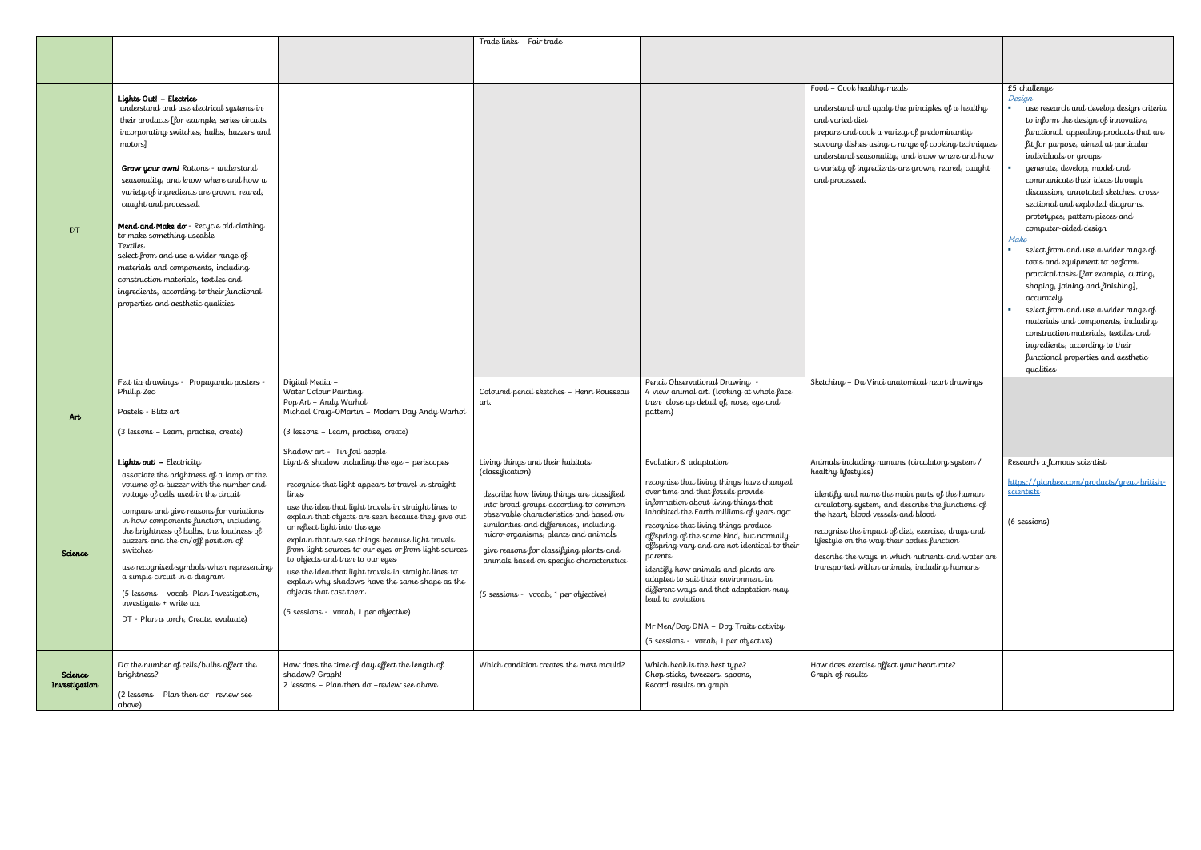| | | | | | | |
|---|---|---|---|---|---|---|
| | | | Trade links – Fair trade | | | |
| DT | **Lights Out! – Electrics**<br>understand and use electrical systems in their products [for example, series circuits incorporating switches, bulbs, buzzers and motors]<br><br>**Grow your own!** Rations - understand seasonality, and know where and how a variety of ingredients are grown, reared, caught and processed.<br><br>**Mend and Make do** - Recycle old clothing to make something useable<br>Textiles<br>select from and use a wider range of materials and components, including construction materials, textiles and ingredients, according to their functional properties and aesthetic qualities | | | | Food – Cook healthy meals<br><br>understand and apply the principles of a healthy and varied diet<br>prepare and cook a variety of predominantly savoury dishes using a range of cooking techniques<br>understand seasonality, and know where and how a variety of ingredients are grown, reared, caught and processed. | £5 challenge<br>*Design*<br>▪ use research and develop design criteria to inform the design of innovative, functional, appealing products that are fit for purpose, aimed at particular individuals or groups<br>▪ generate, develop, model and communicate their ideas through discussion, annotated sketches, cross-sectional and exploded diagrams, prototypes, pattern pieces and computer-aided design<br>*Make*<br>▪ select from and use a wider range of tools and equipment to perform practical tasks [for example, cutting, shaping, joining and finishing], accurately<br>▪ select from and use a wider range of materials and components, including construction materials, textiles and ingredients, according to their functional properties and aesthetic qualities |
| Art | Felt tip drawings - Propaganda posters - Phillip Zec<br><br>Pastels - Blitz art<br><br>(3 lessons – Learn, practise, create) | Digital Media –<br>Water Colour Painting<br>Pop Art – Andy Warhol<br>Michael Craig-OMartin – Modern Day Andy Warhol<br><br>(3 lessons – Learn, practise, create)<br><br>Shadow art - Tin foil people | Coloured pencil sketches – Henri Rousseau art. | Pencil Observational Drawing -<br>4 view animal art. (looking at whole face then close up detail of, nose, eye and pattern) | Sketching – Da Vinci anatomical heart drawings | |
| Science | **Lights out! –** Electricity<br>associate the brightness of a lamp or the volume of a buzzer with the number and voltage of cells used in the circuit<br><br>compare and give reasons for variations in how components function, including the brightness of bulbs, the loudness of buzzers and the on/off position of switches<br><br>use recognised symbols when representing a simple circuit in a diagram<br><br>(5 lessons – vocab Plan Investigation, investigate + write up,<br>DT - Plan a torch, Create, evaluate) | Light & shadow including the eye – periscopes<br><br>recognise that light appears to travel in straight lines<br>use the idea that light travels in straight lines to explain that objects are seen because they give out or reflect light into the eye<br>explain that we see things because light travels from light sources to our eyes or from light sources to objects and then to our eyes<br>use the idea that light travels in straight lines to explain why shadows have the same shape as the objects that cast them<br><br>(5 sessions - vocab, 1 per objective) | Living things and their habitats (classification)<br><br>describe how living things are classified into broad groups according to common observable characteristics and based on similarities and differences, including micro-organisms, plants and animals<br>give reasons for classifying plants and animals based on specific characteristics<br><br>(5 sessions - vocab, 1 per objective) | Evolution & adaptation<br><br>recognise that living things have changed over time and that fossils provide information about living things that inhabited the Earth millions of years ago<br>recognise that living things produce offspring of the same kind, but normally offspring vary and are not identical to their parents<br>identify how animals and plants are adapted to suit their environment in different ways and that adaptation may lead to evolution<br><br>Mr Men/Dog DNA – Dog Traits activity<br>(5 sessions - vocab, 1 per objective) | Animals including humans (circulatory system / healthy lifestyles)<br><br>identify and name the main parts of the human circulatory system, and describe the functions of the heart, blood vessels and blood<br>recognise the impact of diet, exercise, drugs and lifestyle on the way their bodies function<br>describe the ways in which nutrients and water are transported within animals, including humans | Research a famous scientist<br><br>https://planbee.com/products/great-british-scientists<br><br>(6 sessions) |
| Science Investigation | Do the number of cells/bulbs affect the brightness?<br><br>(2 lessons – Plan then do –review see above) | How does the time of day effect the length of shadow? Graph!<br>2 lessons – Plan then do –review see above | Which condition creates the most mould? | Which beak is the best type?<br>Chop sticks, tweezers, spoons,<br>Record results on graph | How does exercise affect your heart rate?<br>Graph of results | |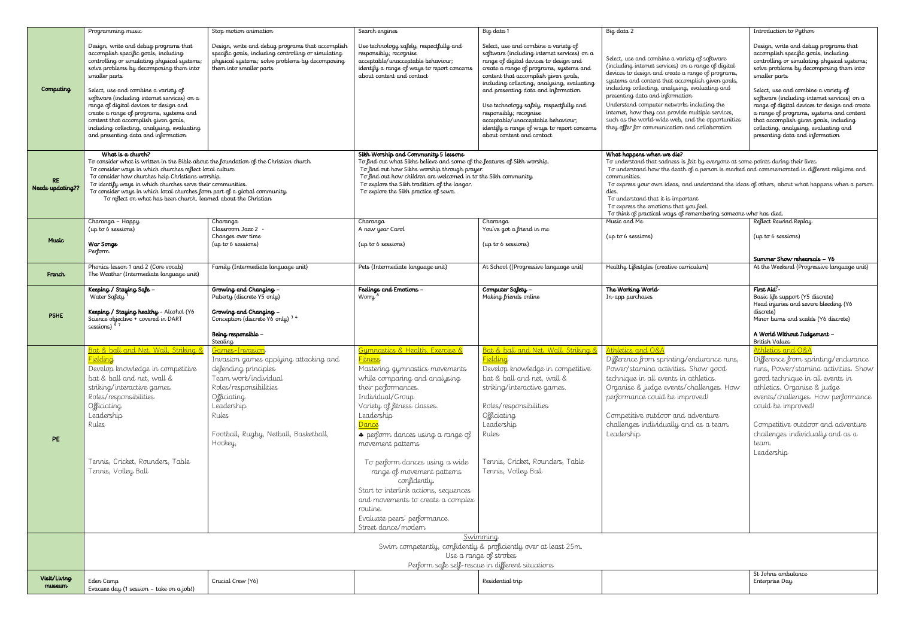| | | | | | | |
|---|---|---|---|---|---|---|
| **Computing** | Programming music<br><br>Design, write and debug programs that accomplish specific goals, including controlling or simulating physical systems; solve problems by decomposing them into smaller parts<br><br>Select, use and combine a variety of software (including internet services) on a range of digital devices to design and create a range of programs, systems and content that accomplish given goals, including collecting, analysing, evaluating and presenting data and information | Stop motion animation<br><br>Design, write and debug programs that accomplish specific goals, including controlling or simulating physical systems; solve problems by decomposing them into smaller parts | Search engines<br><br>Use technology safely, respectfully and responsibly; recognise acceptable/unacceptable behaviour; identify a range of ways to report concerns about content and contact | Big data 1<br><br>Select, use and combine a variety of software (including internet services) on a range of digital devices to design and create a range of programs, systems and content that accomplish given goals, including collecting, analysing, evaluating and presenting data and information<br><br>Use technology safely, respectfully and responsibly; recognise acceptable/unacceptable behaviour; identify a range of ways to report concerns about content and contact | Big data 2<br><br>Select, use and combine a variety of software (including internet services) on a range of digital devices to design and create a range of programs, systems and content that accomplish given goals, including collecting, analysing, evaluating and presenting data and information<br>Understand computer networks including the internet, how they can provide multiple services, such as the world-wide web, and the opportunities they offer for communication and collaboration | Introduction to Python<br><br>Design, write and debug programs that accomplish specific goals, including controlling or simulating physical systems; solve problems by decomposing them into smaller parts<br><br>Select, use and combine a variety of software (including internet services) on a range of digital devices to design and create a range of programs, systems and content that accomplish given goals, including collecting, analysing, evaluating and presenting data and information |
| **RE**<br>**Needs updating??** | **What is a church?**<br>To consider what is written in the Bible about the foundation of the Christian church.<br>To consider ways in which churches reflect local culture.<br>To consider how churches help Christians worship.<br>To identify ways in which churches serve their communities.<br>To consider ways in which local churches form part of a global community.<br>To reflect on what has been church. learned about the Christian | | **Sikh Worship and Community 5 lessons**<br>To find out what Sikhs believe and some of the features of Sikh worship.<br>To find out how Sikhs worship through prayer.<br>To find out how children are welcomed in to the Sikh community.<br>To explore the Sikh tradition of the langar.<br>To explore the Sikh practice of sewa. | | **What happens when we die?**<br>To understand that sadness is felt by everyone at some points during their lives.<br>To understand how the death of a person is marked and commemorated in different religions and communities.<br>To express your own ideas, and understand the ideas of others, about what happens when a person dies.<br>To understand that it is important<br>To express the emotions that you feel.<br>To think of practical ways of remembering someone who has died. | |
| **Music** | Charanga – Happy<br>(up to 6 sessions)<br><br>**War Songs**<br>Perform | Charanga<br>Classroom Jazz 2 -<br>Changes over time<br>(up to 6 sessions) | Charanga<br>A new year Carol<br><br>(up to 6 sessions) | Charanga<br>You've got a friend in me<br><br>(up to 6 sessions) | Music and Me<br><br>(up to 6 sessions) | Reflect Rewind Replay<br><br>(up to 6 sessions)<br><br>**Summer Show rehearsals – Y6** |
| **French** | Phonics lesson 1 and 2 (Core vocab)<br>The Weather (Intermediate language unit) | Family (Intermediate language unit) | Pets (Intermediate language unit) | At School ((Progressive language unit) | Healthy Lifestyles (creative curriculum) | At the Weekend (Progressive language unit) |
| **PSHE** | **Keeping / Staying Safe –**<br>Water Safety [7]<br><br>**Keeping / Staying healthy** - Alcohol (Y6 Science objective + covered in DART sessions) [5 7] | **Growing and Changing –**<br>Puberty (discrete Y5 only)<br><br>**Growing and Changing –**<br>Conception (discrete Y6 only) [3 4]<br><br>**Being responsible –**<br>Stealing | **Feelings and Emotions –**<br>Worry [8] | **Computer Safety –**<br>Making friends online | **The Working World-**<br>In-app purchases | **First Aid**[1]-<br>Basic life support (Y5 discrete)<br>Head injuries and severe bleeding (Y6 discrete)<br>Minor burns and scalds (Y6 discrete)<br><br>**A World Without Judgement –**<br>British Values |
| **PE** | Bat & ball and Net, Wall, Striking & Fielding<br>Develop knowledge in competitive bat & ball and net, wall & striking/interactive games.<br>Roles/responsibilities<br>Officiating<br>Leadership<br>Rules<br><br>Tennis, Cricket, Rounders, Table Tennis, Volley Ball | Games-Invasion<br>Invasion games applying attacking and defending principles<br>Team work/individual<br>Roles/responsibilities<br>Officiating<br>Leadership<br>Rules<br><br>Football, Rugby, Netball, Basketball, Hockey, | Gymnastics & Health, Exercise & Fitness<br>Mastering gymnastics movements while comparing and analysing their performances.<br>Individual/Group<br>Variety of fitness classes.<br>Leadership<br>Dance<br>♣ perform dances using a range of movement patterns<br><br>To perform dances using a wide range of movement patterns confidently.<br>Start to interlink actions, sequences and movements to create a complex routine.<br>Evaluate peers' performance.<br>Street dance/modern | Bat & ball and Net, Wall, Striking & Fielding<br>Develop knowledge in competitive bat & ball and net, wall & striking/interactive games.<br><br>Roles/responsibilities<br>Officiating<br>Leadership<br>Rules<br><br>Tennis, Cricket, Rounders, Table Tennis, Volley Ball | Athletics and O&A<br>Difference from sprinting/endurance runs, Power/stamina activities. Show good technique in all events in athletics.<br>Organise & judge events/challenges. How performance could be improved!<br><br>Competitive outdoor and adventure challenges individually and as a team.<br>Leadership | Athletics and O&A<br>Difference from sprinting/endurance runs, Power/stamina activities. Show good technique in all events in athletics. Organise & judge events/challenges. How performance could be improved!<br><br>Competitive outdoor and adventure challenges individually and as a team.<br>Leadership |
| | Swimming<br>Swim competently, confidently & proficiently over at least 25m.<br>Use a range of strokes<br>Perform safe self-rescue in different situations | | | | | |
| **Visit/Living museum** | Eden Camp<br>Evacuee day (1 session – take on a job!) | Crucial Crew (Y6) | | Residential trip | | St Johns ambulance<br>Enterprise Day |